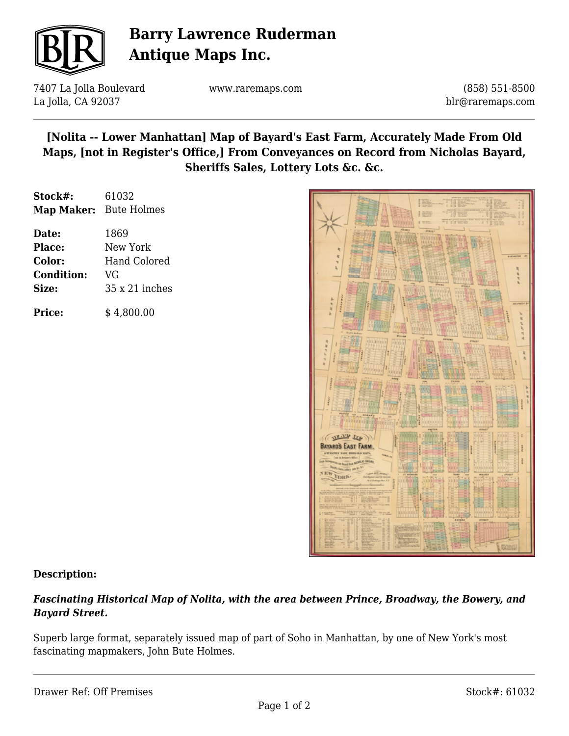# Barry Lawrence Ruderman Antique Maps Inc.

7407 La Jolla Boulevard
La Jolla, CA 92037

www.raremaps.com

(858) 551-8500
blr@raremaps.com

## [Nolita -- Lower Manhattan] Map of Bayard's East Farm, Accurately Made From Old Maps, [not in Register's Office,] From Conveyances on Record from Nicholas Bayard, Sheriffs Sales, Lottery Lots &c. &c.

**Stock#:** 61032
**Map Maker:** Bute Holmes

**Date:** 1869
**Place:** New York
**Color:** Hand Colored
**Condition:** VG
**Size:** 35 x 21 inches

**Price:** $ 4,800.00

**Description:**

***Fascinating Historical Map of Nolita, with the area between Prince, Broadway, the Bowery, and Bayard Street.***

Superb large format, separately issued map of part of Soho in Manhattan, by one of New York's most fascinating mapmakers, John Bute Holmes.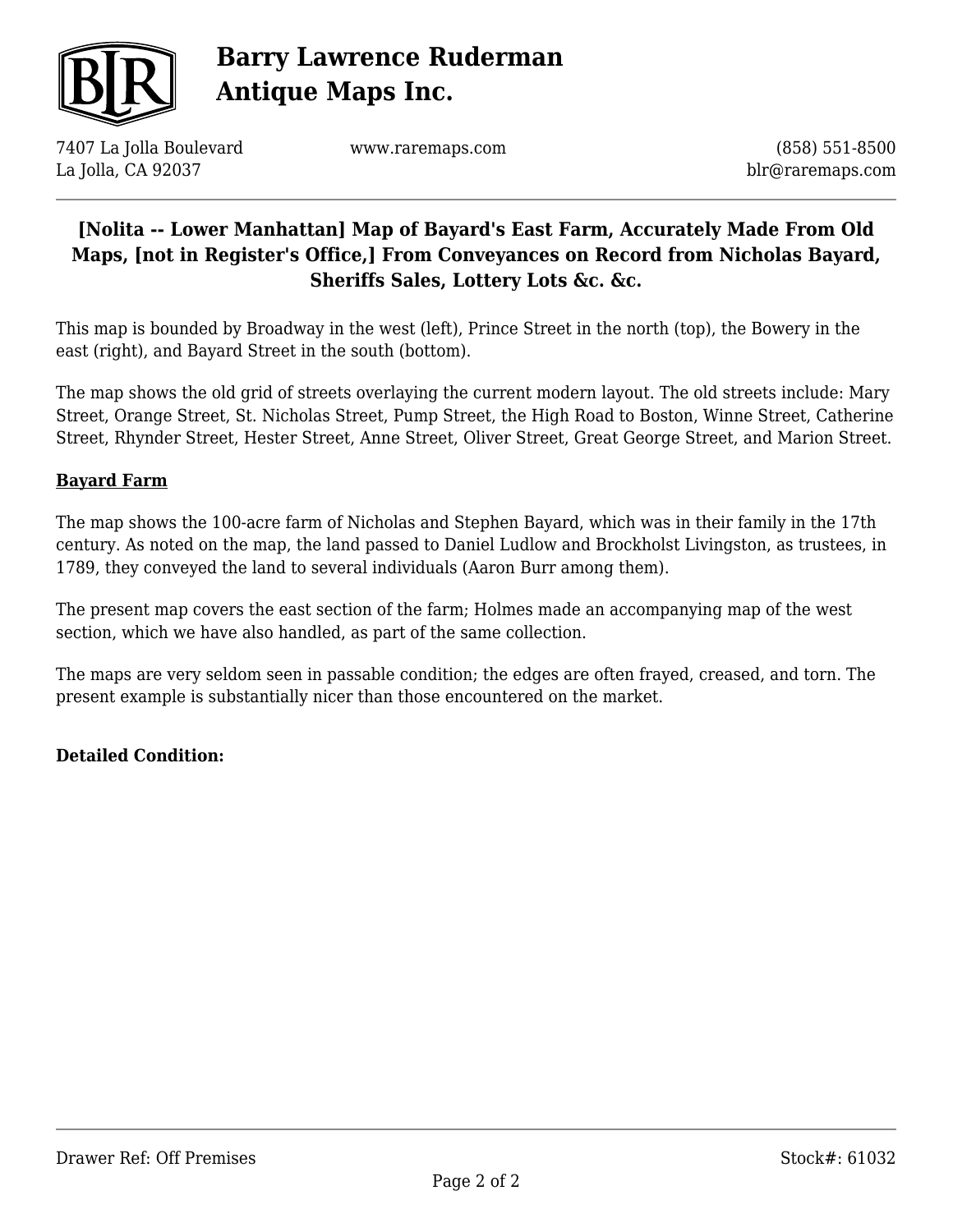## [Nolita -- Lower Manhattan] Map of Bayard's East Farm, Accurately Made From Old Maps, [not in Register's Office,] From Conveyances on Record from Nicholas Bayard, Sheriffs Sales, Lottery Lots &c. &c.

This map is bounded by Broadway in the west (left), Prince Street in the north (top), the Bowery in the east (right), and Bayard Street in the south (bottom).

The map shows the old grid of streets overlaying the current modern layout. The old streets include: Mary Street, Orange Street, St. Nicholas Street, Pump Street, the High Road to Boston, Winne Street, Catherine Street, Rhynder Street, Hester Street, Anne Street, Oliver Street, Great George Street, and Marion Street.

### Bayard Farm

The map shows the 100-acre farm of Nicholas and Stephen Bayard, which was in their family in the 17th century. As noted on the map, the land passed to Daniel Ludlow and Brockholst Livingston, as trustees, in 1789, they conveyed the land to several individuals (Aaron Burr among them).

The present map covers the east section of the farm; Holmes made an accompanying map of the west section, which we have also handled, as part of the same collection.

The maps are very seldom seen in passable condition; the edges are often frayed, creased, and torn. The present example is substantially nicer than those encountered on the market.

**Detailed Condition:**

Drawer Ref: Off Premises

Stock#: 61032